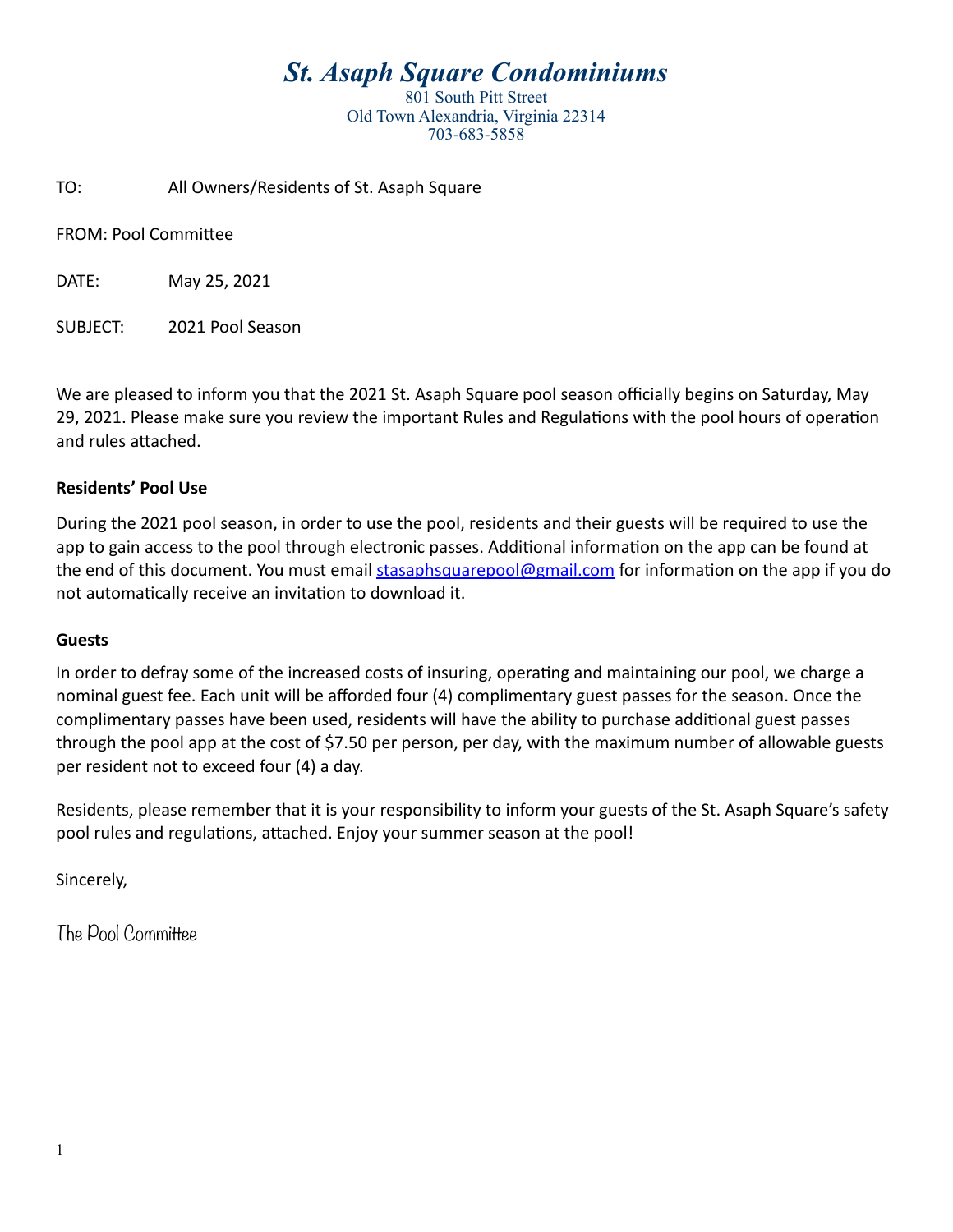# *St. Asaph Square Condominiums*

801 South Pitt Street
Old Town Alexandria, Virginia 22314
703-683-5858

TO: All Owners/Residents of St. Asaph Square

FROM: Pool Committee

DATE: May 25, 2021

SUBJECT: 2021 Pool Season

We are pleased to inform you that the 2021 St. Asaph Square pool season officially begins on Saturday, May 29, 2021. Please make sure you review the important Rules and Regulations with the pool hours of operation and rules attached.

**Residents' Pool Use**

During the 2021 pool season, in order to use the pool, residents and their guests will be required to use the app to gain access to the pool through electronic passes. Additional information on the app can be found at the end of this document. You must email [stasaphsquarepool@gmail.com](mailto:stasaphsquarepool@gmail.com) for information on the app if you do not automatically receive an invitation to download it.

**Guests**

In order to defray some of the increased costs of insuring, operating and maintaining our pool, we charge a nominal guest fee. Each unit will be afforded four (4) complimentary guest passes for the season. Once the complimentary passes have been used, residents will have the ability to purchase additional guest passes through the pool app at the cost of $7.50 per person, per day, with the maximum number of allowable guests per resident not to exceed four (4) a day.

Residents, please remember that it is your responsibility to inform your guests of the St. Asaph Square's safety pool rules and regulations, attached. Enjoy your summer season at the pool!

Sincerely,

The Pool Committee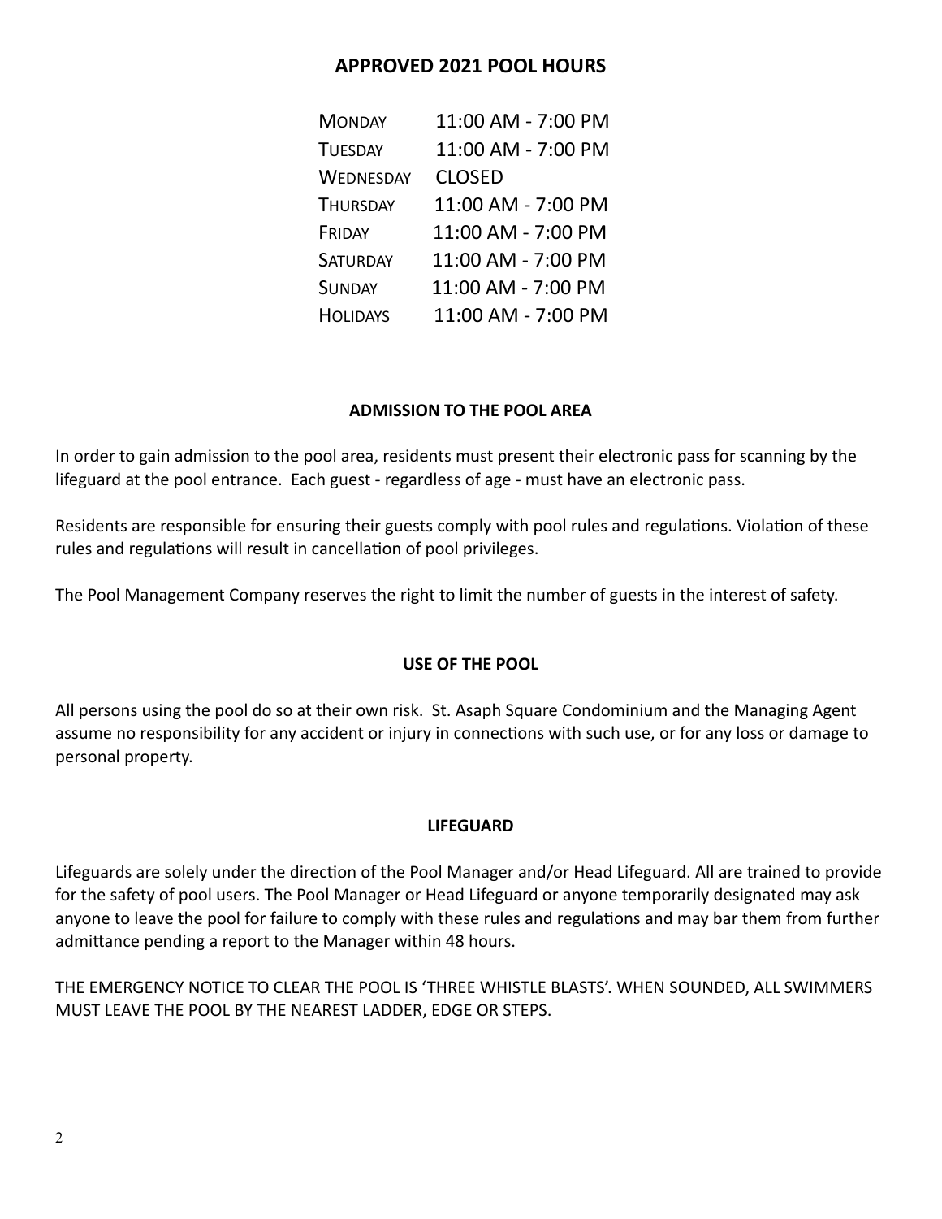## APPROVED 2021 POOL HOURS

| | |
|---|---|
| MONDAY | 11:00 AM - 7:00 PM |
| TUESDAY | 11:00 AM - 7:00 PM |
| WEDNESDAY | CLOSED |
| THURSDAY | 11:00 AM - 7:00 PM |
| FRIDAY | 11:00 AM - 7:00 PM |
| SATURDAY | 11:00 AM - 7:00 PM |
| SUNDAY | 11:00 AM - 7:00 PM |
| HOLIDAYS | 11:00 AM - 7:00 PM |

### ADMISSION TO THE POOL AREA

In order to gain admission to the pool area, residents must present their electronic pass for scanning by the lifeguard at the pool entrance. Each guest - regardless of age - must have an electronic pass.

Residents are responsible for ensuring their guests comply with pool rules and regulations. Violation of these rules and regulations will result in cancellation of pool privileges.

The Pool Management Company reserves the right to limit the number of guests in the interest of safety.

### USE OF THE POOL

All persons using the pool do so at their own risk. St. Asaph Square Condominium and the Managing Agent assume no responsibility for any accident or injury in connections with such use, or for any loss or damage to personal property.

### LIFEGUARD

Lifeguards are solely under the direction of the Pool Manager and/or Head Lifeguard. All are trained to provide for the safety of pool users. The Pool Manager or Head Lifeguard or anyone temporarily designated may ask anyone to leave the pool for failure to comply with these rules and regulations and may bar them from further admittance pending a report to the Manager within 48 hours.

THE EMERGENCY NOTICE TO CLEAR THE POOL IS 'THREE WHISTLE BLASTS'. WHEN SOUNDED, ALL SWIMMERS MUST LEAVE THE POOL BY THE NEAREST LADDER, EDGE OR STEPS.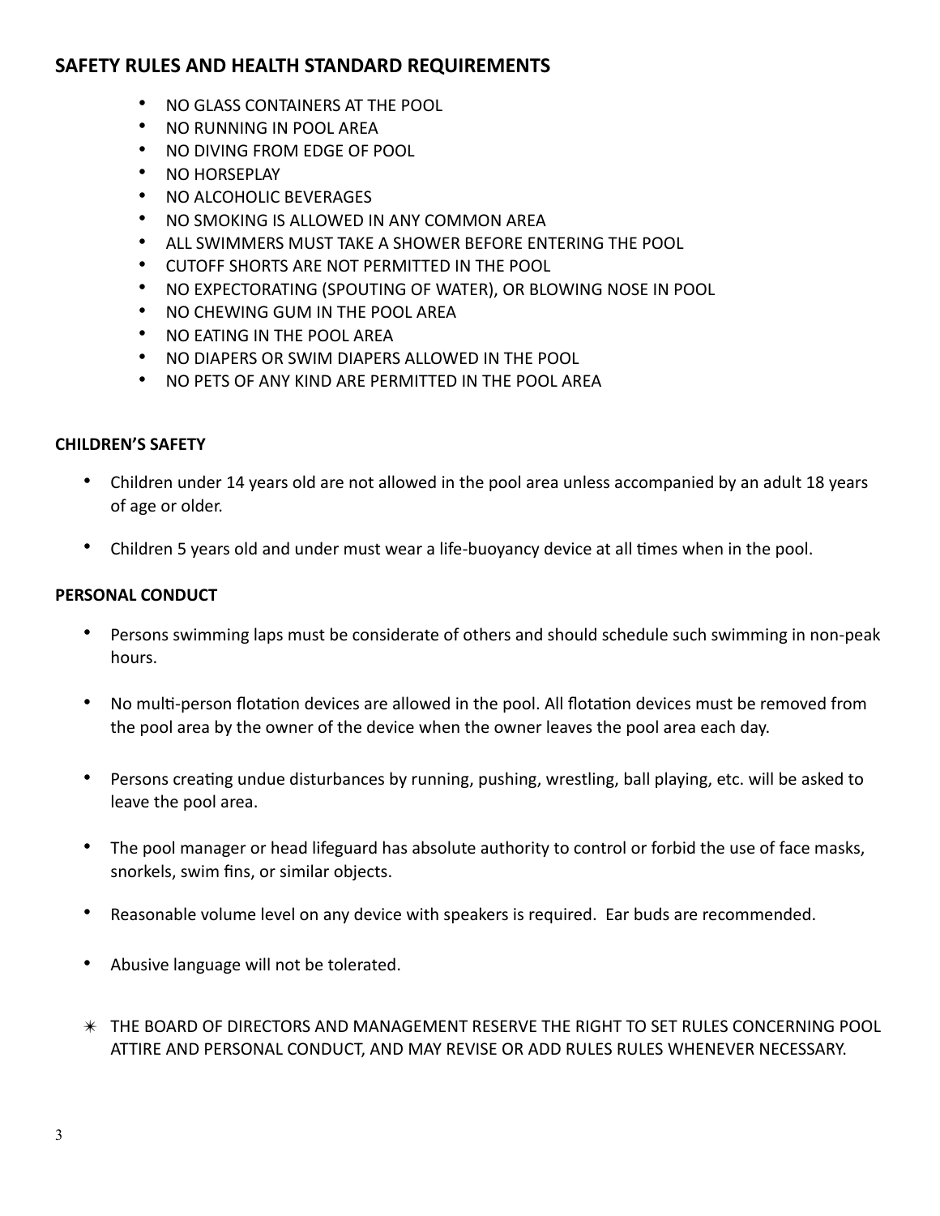## SAFETY RULES AND HEALTH STANDARD REQUIREMENTS

- NO GLASS CONTAINERS AT THE POOL
- NO RUNNING IN POOL AREA
- NO DIVING FROM EDGE OF POOL
- NO HORSEPLAY
- NO ALCOHOLIC BEVERAGES
- NO SMOKING IS ALLOWED IN ANY COMMON AREA
- ALL SWIMMERS MUST TAKE A SHOWER BEFORE ENTERING THE POOL
- CUTOFF SHORTS ARE NOT PERMITTED IN THE POOL
- NO EXPECTORATING (SPOUTING OF WATER), OR BLOWING NOSE IN POOL
- NO CHEWING GUM IN THE POOL AREA
- NO EATING IN THE POOL AREA
- NO DIAPERS OR SWIM DIAPERS ALLOWED IN THE POOL
- NO PETS OF ANY KIND ARE PERMITTED IN THE POOL AREA

### CHILDREN'S SAFETY

- Children under 14 years old are not allowed in the pool area unless accompanied by an adult 18 years of age or older.
- Children 5 years old and under must wear a life-buoyancy device at all times when in the pool.

### PERSONAL CONDUCT

- Persons swimming laps must be considerate of others and should schedule such swimming in non-peak hours.
- No multi-person flotation devices are allowed in the pool. All flotation devices must be removed from the pool area by the owner of the device when the owner leaves the pool area each day.
- Persons creating undue disturbances by running, pushing, wrestling, ball playing, etc. will be asked to leave the pool area.
- The pool manager or head lifeguard has absolute authority to control or forbid the use of face masks, snorkels, swim fins, or similar objects.
- Reasonable volume level on any device with speakers is required. Ear buds are recommended.
- Abusive language will not be tolerated.

✳ THE BOARD OF DIRECTORS AND MANAGEMENT RESERVE THE RIGHT TO SET RULES CONCERNING POOL ATTIRE AND PERSONAL CONDUCT, AND MAY REVISE OR ADD RULES RULES WHENEVER NECESSARY.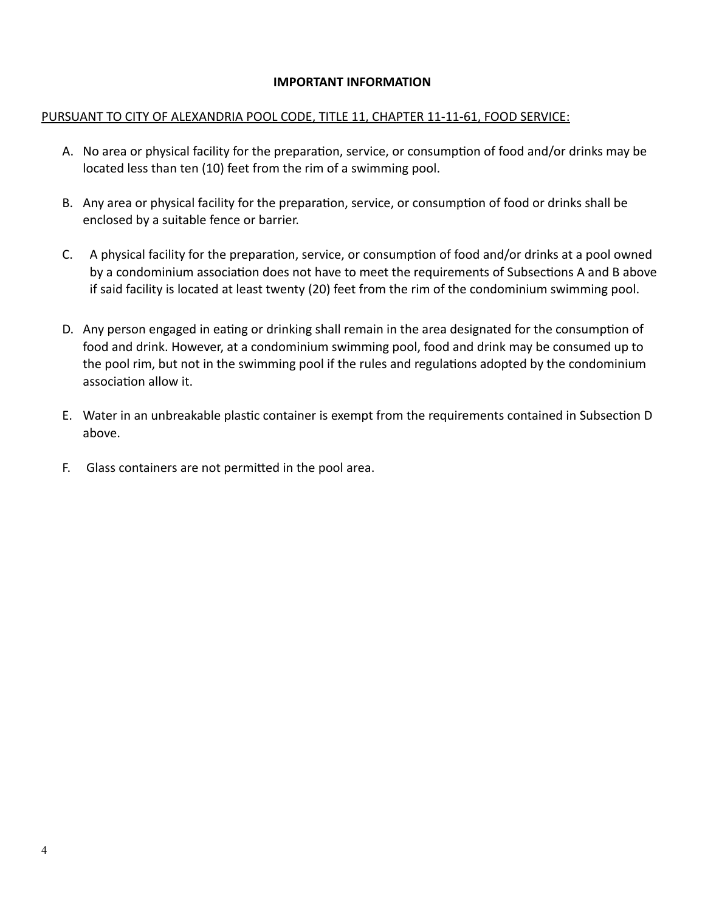**IMPORTANT INFORMATION**

PURSUANT TO CITY OF ALEXANDRIA POOL CODE, TITLE 11, CHAPTER 11-11-61, FOOD SERVICE:

A. No area or physical facility for the preparation, service, or consumption of food and/or drinks may be located less than ten (10) feet from the rim of a swimming pool.

B. Any area or physical facility for the preparation, service, or consumption of food or drinks shall be enclosed by a suitable fence or barrier.

C. A physical facility for the preparation, service, or consumption of food and/or drinks at a pool owned by a condominium association does not have to meet the requirements of Subsections A and B above if said facility is located at least twenty (20) feet from the rim of the condominium swimming pool.

D. Any person engaged in eating or drinking shall remain in the area designated for the consumption of food and drink. However, at a condominium swimming pool, food and drink may be consumed up to the pool rim, but not in the swimming pool if the rules and regulations adopted by the condominium association allow it.

E. Water in an unbreakable plastic container is exempt from the requirements contained in Subsection D above.

F. Glass containers are not permitted in the pool area.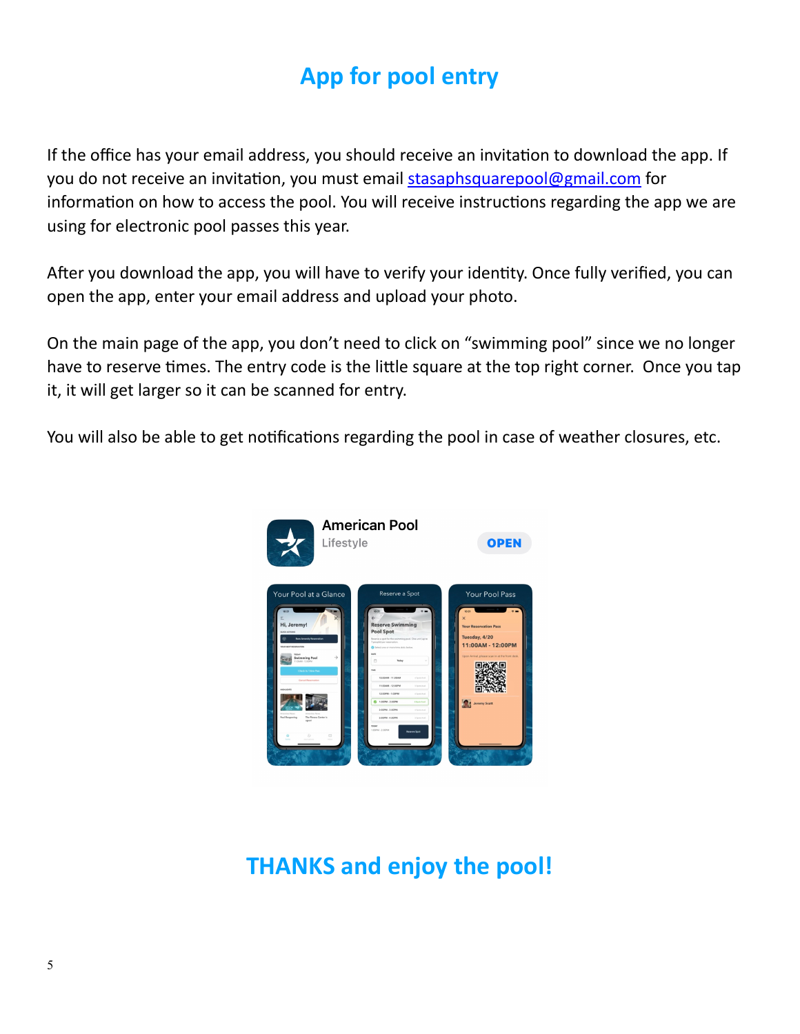# App for pool entry

If the office has your email address, you should receive an invitation to download the app. If you do not receive an invitation, you must email stasaphsquarepool@gmail.com for information on how to access the pool. You will receive instructions regarding the app we are using for electronic pool passes this year.

After you download the app, you will have to verify your identity. Once fully verified, you can open the app, enter your email address and upload your photo.

On the main page of the app, you don't need to click on "swimming pool" since we no longer have to reserve times. The entry code is the little square at the top right corner. Once you tap it, it will get larger so it can be scanned for entry.

You will also be able to get notifications regarding the pool in case of weather closures, etc.

# THANKS and enjoy the pool!